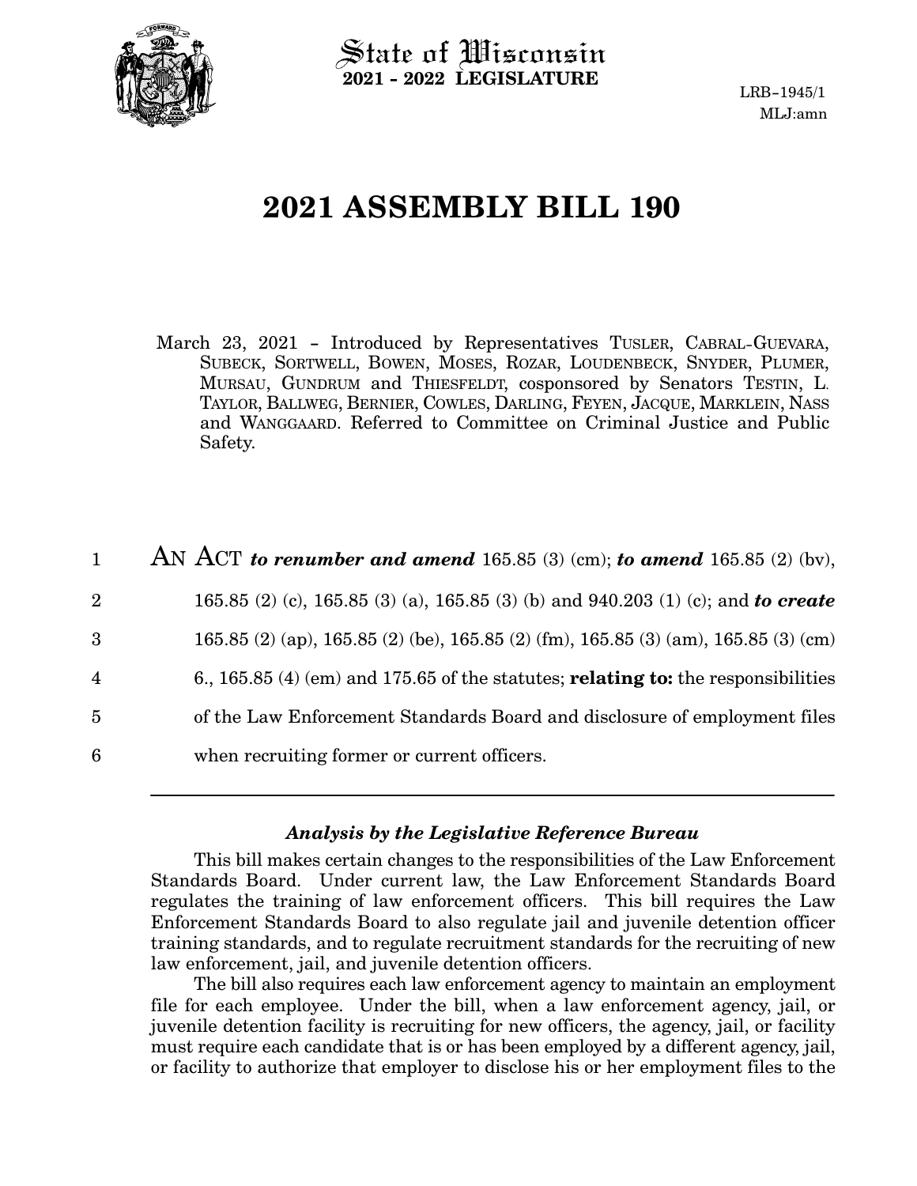State of Wisconsin
**2021 - 2022 LEGISLATURE**

LRB-1945/1
MLJ:amn

# 2021 ASSEMBLY BILL 190

March 23, 2021 - Introduced by Representatives TUSLER, CABRAL-GUEVARA, SUBECK, SORTWELL, BOWEN, MOSES, ROZAR, LOUDENBECK, SNYDER, PLUMER, MURSAU, GUNDRUM and THIESFELDT, cosponsored by Senators TESTIN, L. TAYLOR, BALLWEG, BERNIER, COWLES, DARLING, FEYEN, JACQUE, MARKLEIN, NASS and WANGGAARD. Referred to Committee on Criminal Justice and Public Safety.

1 AN ACT ***to renumber and amend*** 165.85 (3) (cm); ***to amend*** 165.85 (2) (bv),
2 165.85 (2) (c), 165.85 (3) (a), 165.85 (3) (b) and 940.203 (1) (c); and ***to create***
3 165.85 (2) (ap), 165.85 (2) (be), 165.85 (2) (fm), 165.85 (3) (am), 165.85 (3) (cm)
4 6., 165.85 (4) (em) and 175.65 of the statutes; **relating to:** the responsibilities
5 of the Law Enforcement Standards Board and disclosure of employment files
6 when recruiting former or current officers.

---

### *Analysis by the Legislative Reference Bureau*

This bill makes certain changes to the responsibilities of the Law Enforcement Standards Board. Under current law, the Law Enforcement Standards Board regulates the training of law enforcement officers. This bill requires the Law Enforcement Standards Board to also regulate jail and juvenile detention officer training standards, and to regulate recruitment standards for the recruiting of new law enforcement, jail, and juvenile detention officers.

The bill also requires each law enforcement agency to maintain an employment file for each employee. Under the bill, when a law enforcement agency, jail, or juvenile detention facility is recruiting for new officers, the agency, jail, or facility must require each candidate that is or has been employed by a different agency, jail, or facility to authorize that employer to disclose his or her employment files to the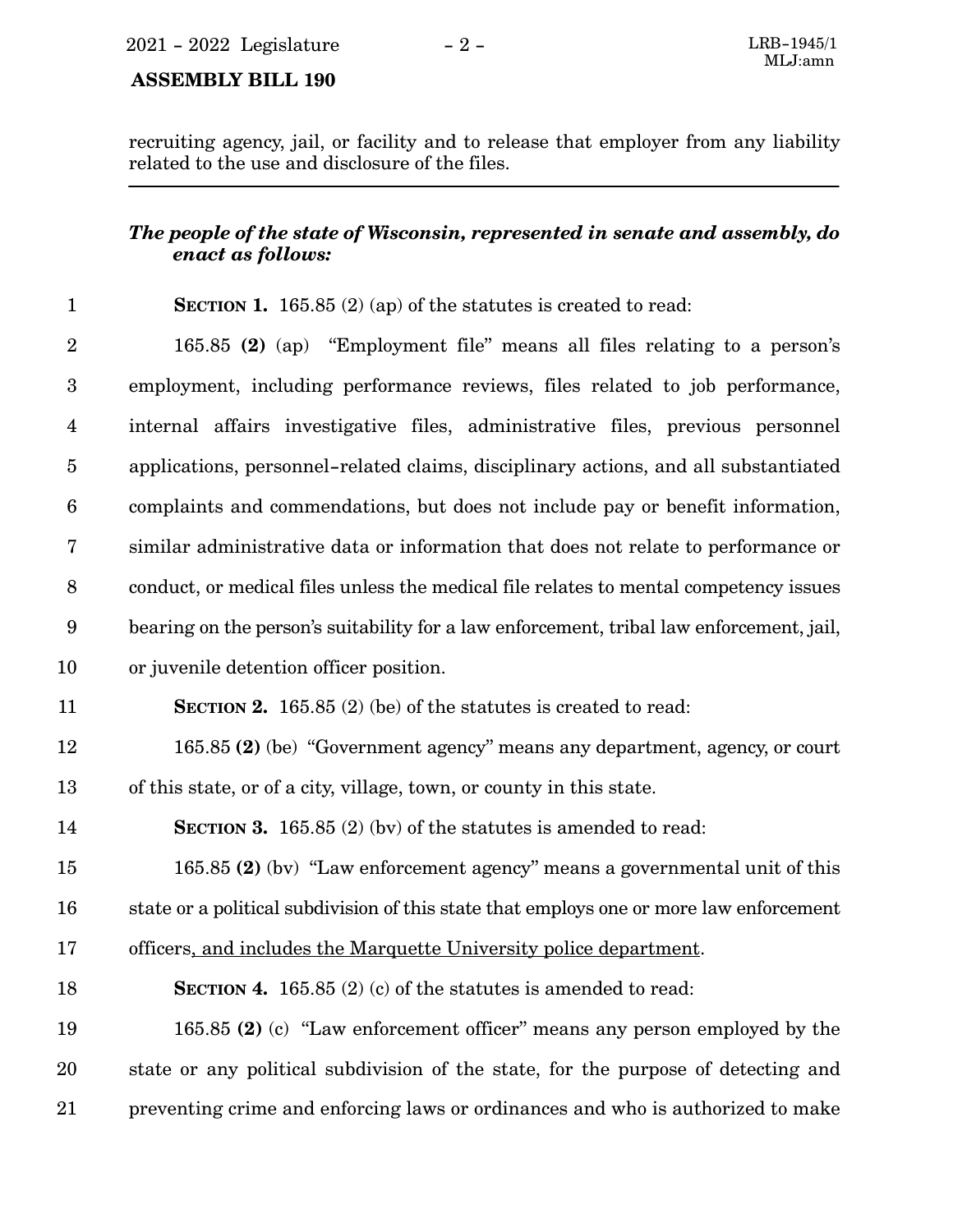recruiting agency, jail, or facility and to release that employer from any liability related to the use and disclosure of the files.

***The people of the state of Wisconsin, represented in senate and assembly, do enact as follows:***

**SECTION 1.** 165.85 (2) (ap) of the statutes is created to read:

165.85 **(2)** (ap) "Employment file" means all files relating to a person's employment, including performance reviews, files related to job performance, internal affairs investigative files, administrative files, previous personnel applications, personnel-related claims, disciplinary actions, and all substantiated complaints and commendations, but does not include pay or benefit information, similar administrative data or information that does not relate to performance or conduct, or medical files unless the medical file relates to mental competency issues bearing on the person's suitability for a law enforcement, tribal law enforcement, jail, or juvenile detention officer position.

**SECTION 2.** 165.85 (2) (be) of the statutes is created to read:

165.85 **(2)** (be) "Government agency" means any department, agency, or court of this state, or of a city, village, town, or county in this state.

**SECTION 3.** 165.85 (2) (bv) of the statutes is amended to read:

165.85 **(2)** (bv) "Law enforcement agency" means a governmental unit of this state or a political subdivision of this state that employs one or more law enforcement officers, and includes the Marquette University police department.

**SECTION 4.** 165.85 (2) (c) of the statutes is amended to read:

165.85 **(2)** (c) "Law enforcement officer" means any person employed by the state or any political subdivision of the state, for the purpose of detecting and preventing crime and enforcing laws or ordinances and who is authorized to make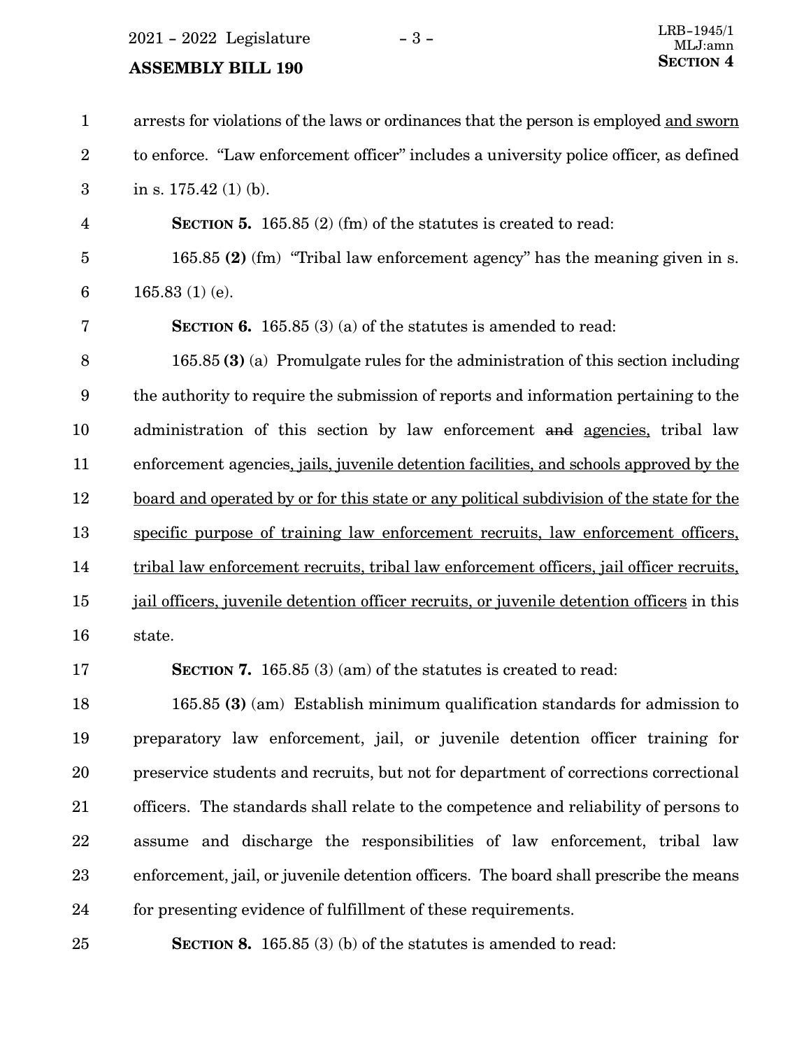arrests for violations of the laws or ordinances that the person is employed <u>and sworn</u> to enforce. "Law enforcement officer" includes a university police officer, as defined in s. 175.42 (1) (b).

**SECTION 5.** 165.85 (2) (fm) of the statutes is created to read:

165.85 **(2)** (fm) "Tribal law enforcement agency" has the meaning given in s. 165.83 (1) (e).

**SECTION 6.** 165.85 (3) (a) of the statutes is amended to read:

165.85 **(3)** (a) Promulgate rules for the administration of this section including the authority to require the submission of reports and information pertaining to the administration of this section by law enforcement ~~and~~ <u>agencies,</u> tribal law enforcement agencies<u>, jails, juvenile detention facilities, and schools approved by the board and operated by or for this state or any political subdivision of the state for the specific purpose of training law enforcement recruits, law enforcement officers, tribal law enforcement recruits, tribal law enforcement officers, jail officer recruits, jail officers, juvenile detention officer recruits, or juvenile detention officers</u> in this state.

**SECTION 7.** 165.85 (3) (am) of the statutes is created to read:

165.85 **(3)** (am) Establish minimum qualification standards for admission to preparatory law enforcement, jail, or juvenile detention officer training for preservice students and recruits, but not for department of corrections correctional officers. The standards shall relate to the competence and reliability of persons to assume and discharge the responsibilities of law enforcement, tribal law enforcement, jail, or juvenile detention officers. The board shall prescribe the means for presenting evidence of fulfillment of these requirements.

**SECTION 8.** 165.85 (3) (b) of the statutes is amended to read: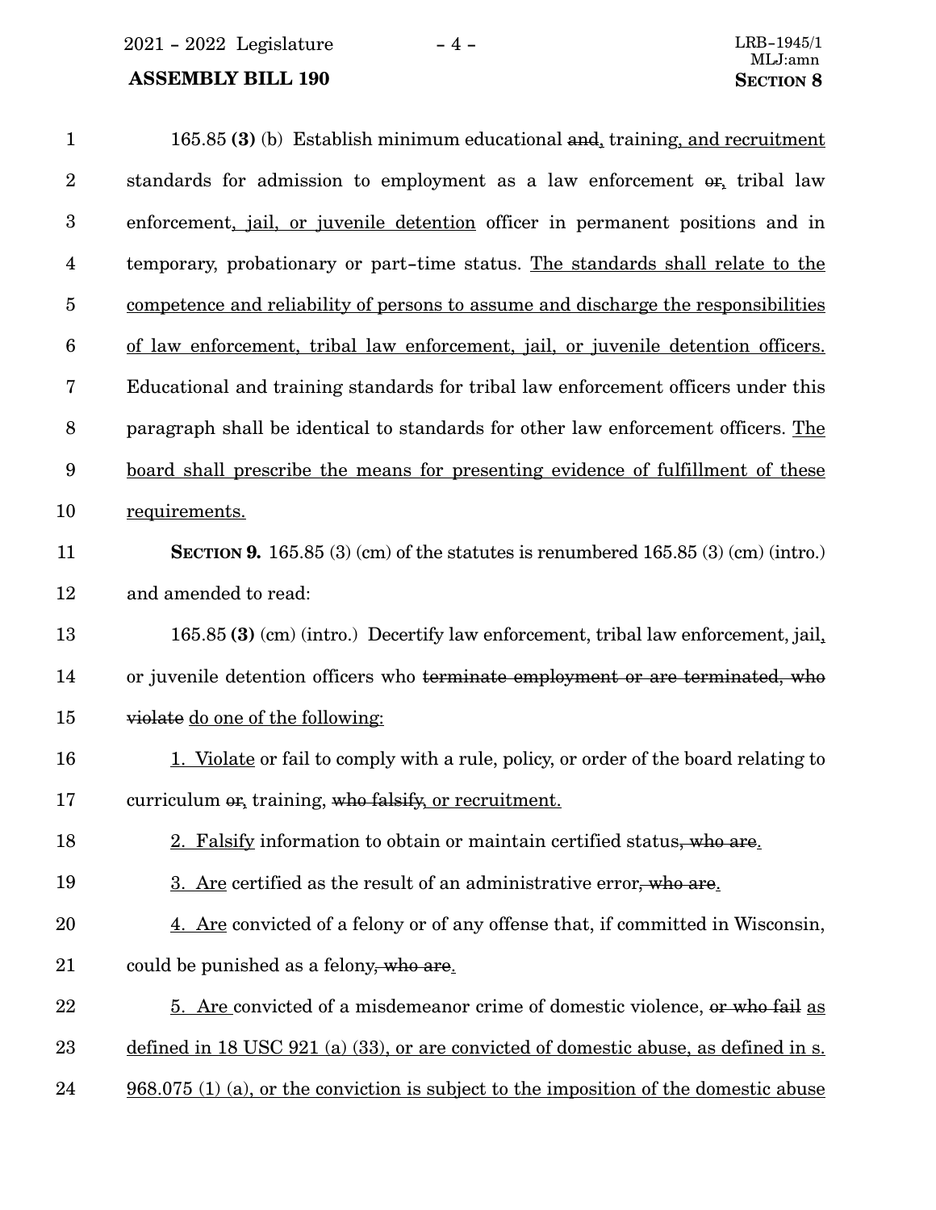165.85 **(3)** (b) Establish minimum educational and, training, and recruitment standards for admission to employment as a law enforcement or, tribal law enforcement, jail, or juvenile detention officer in permanent positions and in temporary, probationary or part-time status. The standards shall relate to the competence and reliability of persons to assume and discharge the responsibilities of law enforcement, tribal law enforcement, jail, or juvenile detention officers. Educational and training standards for tribal law enforcement officers under this paragraph shall be identical to standards for other law enforcement officers. The board shall prescribe the means for presenting evidence of fulfillment of these requirements.

**SECTION 9.** 165.85 (3) (cm) of the statutes is renumbered 165.85 (3) (cm) (intro.) and amended to read:

165.85 **(3)** (cm) (intro.) Decertify law enforcement, tribal law enforcement, jail, or juvenile detention officers who terminate employment or are terminated, who violate do one of the following:

1. Violate or fail to comply with a rule, policy, or order of the board relating to curriculum or, training, who falsify, or recruitment.

2. Falsify information to obtain or maintain certified status, who are.

3. Are certified as the result of an administrative error, who are.

4. Are convicted of a felony or of any offense that, if committed in Wisconsin, could be punished as a felony, who are.

5. Are convicted of a misdemeanor crime of domestic violence, or who fail as defined in 18 USC 921 (a) (33), or are convicted of domestic abuse, as defined in s. 968.075 (1) (a), or the conviction is subject to the imposition of the domestic abuse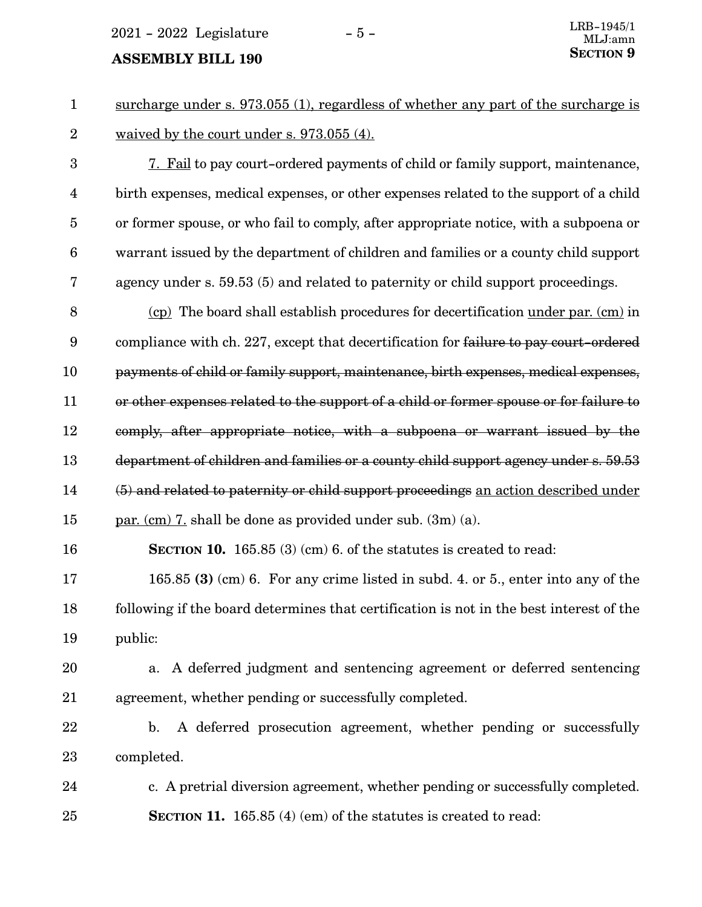surcharge under s. 973.055 (1), regardless of whether any part of the surcharge is waived by the court under s. 973.055 (4).

7. Fail to pay court-ordered payments of child or family support, maintenance, birth expenses, medical expenses, or other expenses related to the support of a child or former spouse, or who fail to comply, after appropriate notice, with a subpoena or warrant issued by the department of children and families or a county child support agency under s. 59.53 (5) and related to paternity or child support proceedings.

(cp) The board shall establish procedures for decertification under par. (cm) in compliance with ch. 227, except that decertification for ~~failure to pay court-ordered payments of child or family support, maintenance, birth expenses, medical expenses, or other expenses related to the support of a child or former spouse or for failure to comply, after appropriate notice, with a subpoena or warrant issued by the department of children and families or a county child support agency under s. 59.53 (5) and related to paternity or child support proceedings~~ an action described under par. (cm) 7. shall be done as provided under sub. (3m) (a).

**SECTION 10.** 165.85 (3) (cm) 6. of the statutes is created to read:

165.85 **(3)** (cm) 6. For any crime listed in subd. 4. or 5., enter into any of the following if the board determines that certification is not in the best interest of the public:

a. A deferred judgment and sentencing agreement or deferred sentencing agreement, whether pending or successfully completed.

b. A deferred prosecution agreement, whether pending or successfully completed.

c. A pretrial diversion agreement, whether pending or successfully completed.

**SECTION 11.** 165.85 (4) (em) of the statutes is created to read: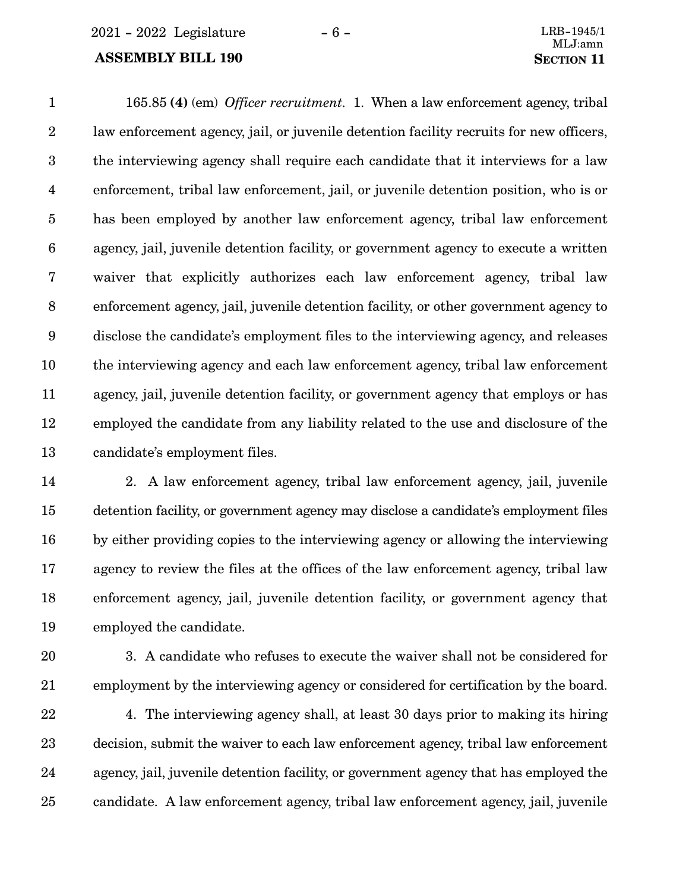165.85 **(4)** (em) *Officer recruitment.* 1. When a law enforcement agency, tribal law enforcement agency, jail, or juvenile detention facility recruits for new officers, the interviewing agency shall require each candidate that it interviews for a law enforcement, tribal law enforcement, jail, or juvenile detention position, who is or has been employed by another law enforcement agency, tribal law enforcement agency, jail, juvenile detention facility, or government agency to execute a written waiver that explicitly authorizes each law enforcement agency, tribal law enforcement agency, jail, juvenile detention facility, or other government agency to disclose the candidate's employment files to the interviewing agency, and releases the interviewing agency and each law enforcement agency, tribal law enforcement agency, jail, juvenile detention facility, or government agency that employs or has employed the candidate from any liability related to the use and disclosure of the candidate's employment files.

2. A law enforcement agency, tribal law enforcement agency, jail, juvenile detention facility, or government agency may disclose a candidate's employment files by either providing copies to the interviewing agency or allowing the interviewing agency to review the files at the offices of the law enforcement agency, tribal law enforcement agency, jail, juvenile detention facility, or government agency that employed the candidate.

3. A candidate who refuses to execute the waiver shall not be considered for employment by the interviewing agency or considered for certification by the board.

4. The interviewing agency shall, at least 30 days prior to making its hiring decision, submit the waiver to each law enforcement agency, tribal law enforcement agency, jail, juvenile detention facility, or government agency that has employed the candidate. A law enforcement agency, tribal law enforcement agency, jail, juvenile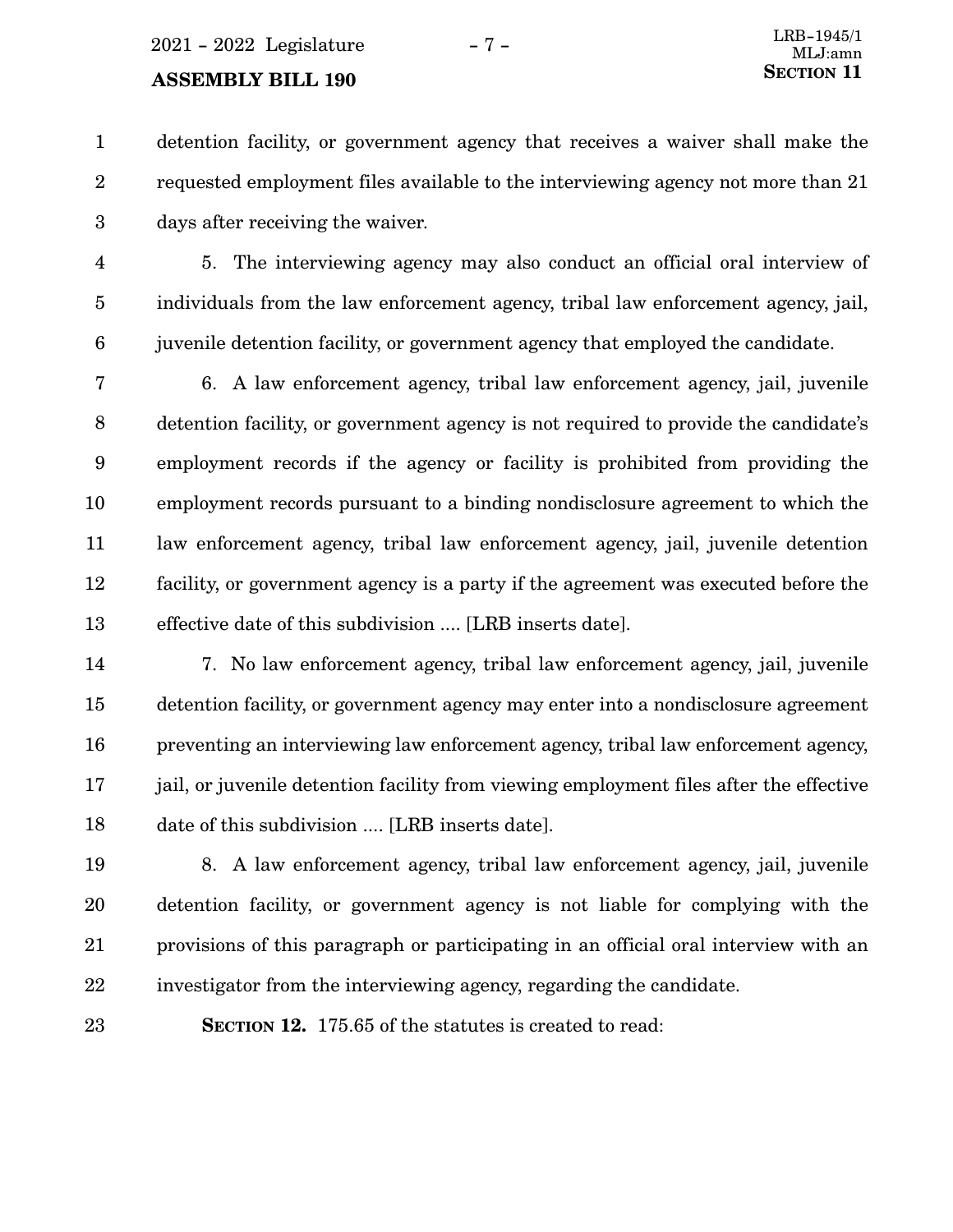detention facility, or government agency that receives a waiver shall make the requested employment files available to the interviewing agency not more than 21 days after receiving the waiver.

5. The interviewing agency may also conduct an official oral interview of individuals from the law enforcement agency, tribal law enforcement agency, jail, juvenile detention facility, or government agency that employed the candidate.

6. A law enforcement agency, tribal law enforcement agency, jail, juvenile detention facility, or government agency is not required to provide the candidate's employment records if the agency or facility is prohibited from providing the employment records pursuant to a binding nondisclosure agreement to which the law enforcement agency, tribal law enforcement agency, jail, juvenile detention facility, or government agency is a party if the agreement was executed before the effective date of this subdivision .... [LRB inserts date].

7. No law enforcement agency, tribal law enforcement agency, jail, juvenile detention facility, or government agency may enter into a nondisclosure agreement preventing an interviewing law enforcement agency, tribal law enforcement agency, jail, or juvenile detention facility from viewing employment files after the effective date of this subdivision .... [LRB inserts date].

8. A law enforcement agency, tribal law enforcement agency, jail, juvenile detention facility, or government agency is not liable for complying with the provisions of this paragraph or participating in an official oral interview with an investigator from the interviewing agency, regarding the candidate.

**SECTION 12.** 175.65 of the statutes is created to read: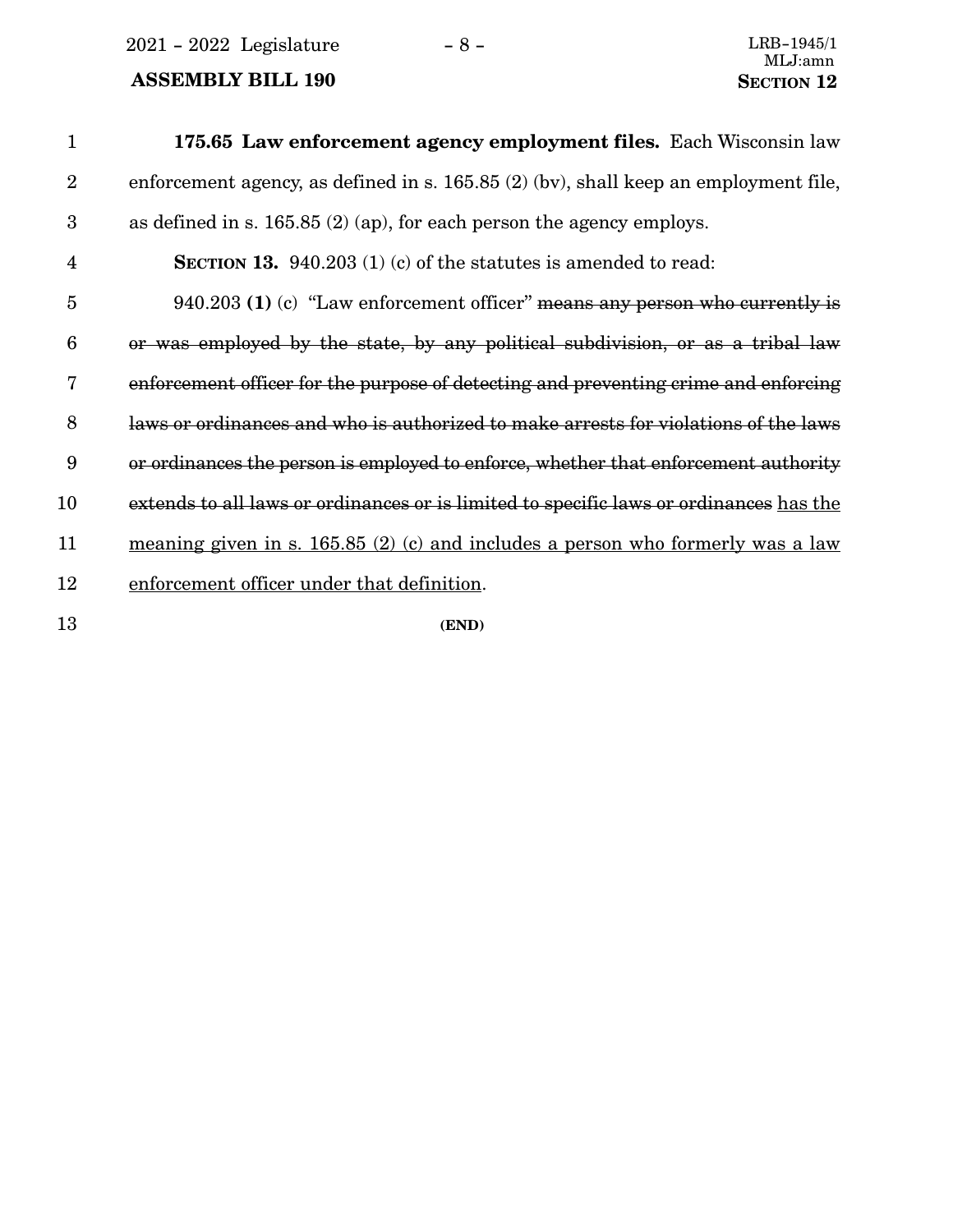**175.65 Law enforcement agency employment files.** Each Wisconsin law enforcement agency, as defined in s. 165.85 (2) (bv), shall keep an employment file, as defined in s. 165.85 (2) (ap), for each person the agency employs.

**SECTION 13.** 940.203 (1) (c) of the statutes is amended to read:

940.203 **(1)** (c) "Law enforcement officer" ~~means any person who currently is or was employed by the state, by any political subdivision, or as a tribal law enforcement officer for the purpose of detecting and preventing crime and enforcing laws or ordinances and who is authorized to make arrests for violations of the laws or ordinances the person is employed to enforce, whether that enforcement authority extends to all laws or ordinances or is limited to specific laws or ordinances~~ <u>has the meaning given in s. 165.85 (2) (c) and includes a person who formerly was a law enforcement officer under that definition</u>.

**(END)**